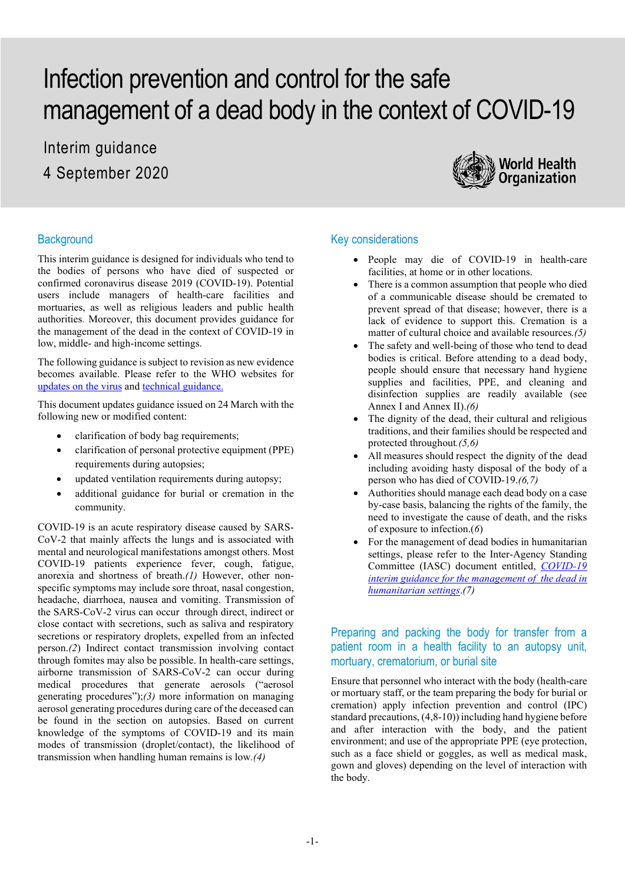# Infection prevention and control for the safe management of a dead body in the context of COVID-19

Interim guidance

4 September 2020

## Background

This interim guidance is designed for individuals who tend to the bodies of persons who have died of suspected or confirmed coronavirus disease 2019 (COVID-19). Potential users include managers of health-care facilities and mortuaries, as well as religious leaders and public health authorities. Moreover, this document provides guidance for the management of the dead in the context of COVID-19 in low, middle- and high-income settings.

The following guidance is subject to revision as new evidence becomes available. Please refer to the WHO websites for [updates on the virus](#) and [technical guidance.](#)

This document updates guidance issued on 24 March with the following new or modified content:

- clarification of body bag requirements;
- clarification of personal protective equipment (PPE) requirements during autopsies;
- updated ventilation requirements during autopsy;
- additional guidance for burial or cremation in the community.

COVID-19 is an acute respiratory disease caused by SARS-CoV-2 that mainly affects the lungs and is associated with mental and neurological manifestations amongst others. Most COVID-19 patients experience fever, cough, fatigue, anorexia and shortness of breath.*(1)* However, other non-specific symptoms may include sore throat, nasal congestion, headache, diarrhoea, nausea and vomiting. Transmission of the SARS-CoV-2 virus can occur through direct, indirect or close contact with secretions, such as saliva and respiratory secretions or respiratory droplets, expelled from an infected person.*(2)* Indirect contact transmission involving contact through fomites may also be possible. In health-care settings, airborne transmission of SARS-CoV-2 can occur during medical procedures that generate aerosols ("aerosol generating procedures");*(3)* more information on managing aerosol generating procedures during care of the deceased can be found in the section on autopsies. Based on current knowledge of the symptoms of COVID-19 and its main modes of transmission (droplet/contact), the likelihood of transmission when handling human remains is low.*(4)*

## Key considerations

- People may die of COVID-19 in health-care facilities, at home or in other locations.
- There is a common assumption that people who died of a communicable disease should be cremated to prevent spread of that disease; however, there is a lack of evidence to support this. Cremation is a matter of cultural choice and available resources.*(5)*
- The safety and well-being of those who tend to dead bodies is critical. Before attending to a dead body, people should ensure that necessary hand hygiene supplies and facilities, PPE, and cleaning and disinfection supplies are readily available (see Annex I and Annex II).*(6)*
- The dignity of the dead, their cultural and religious traditions, and their families should be respected and protected throughout.*(5,6)*
- All measures should respect the dignity of the dead including avoiding hasty disposal of the body of a person who has died of COVID-19.*(6,7)*
- Authorities should manage each dead body on a case by-case basis, balancing the rights of the family, the need to investigate the cause of death, and the risks of exposure to infection.(*6*)
- For the management of dead bodies in humanitarian settings, please refer to the Inter-Agency Standing Committee (IASC) document entitled, [*COVID-19 interim guidance for the management of the dead in humanitarian settings*](#).*(7)*

## Preparing and packing the body for transfer from a patient room in a health facility to an autopsy unit, mortuary, crematorium, or burial site

Ensure that personnel who interact with the body (health-care or mortuary staff, or the team preparing the body for burial or cremation) apply infection prevention and control (IPC) standard precautions, (4,8-10)) including hand hygiene before and after interaction with the body, and the patient environment; and use of the appropriate PPE (eye protection, such as a face shield or goggles, as well as medical mask, gown and gloves) depending on the level of interaction with the body.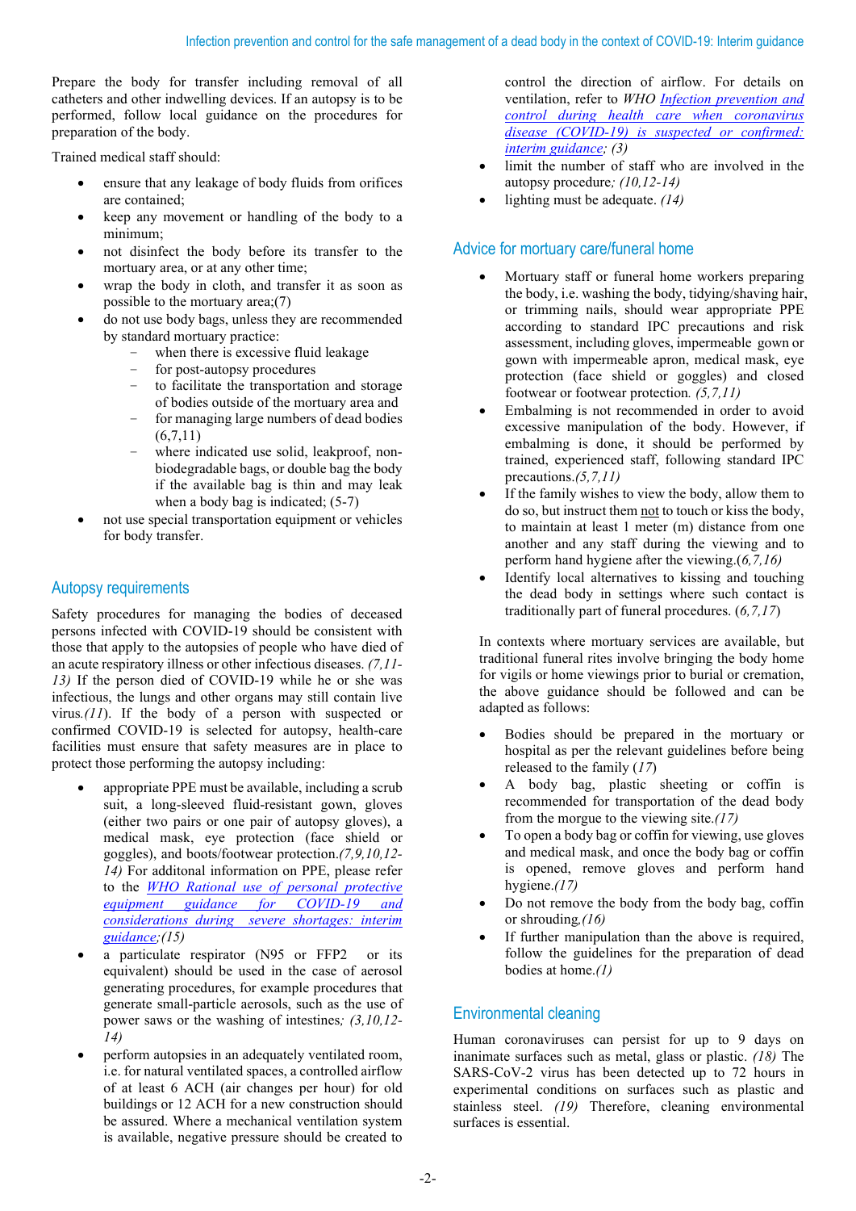Prepare the body for transfer including removal of all catheters and other indwelling devices. If an autopsy is to be performed, follow local guidance on the procedures for preparation of the body.

Trained medical staff should:

- ensure that any leakage of body fluids from orifices are contained;
- keep any movement or handling of the body to a minimum;
- not disinfect the body before its transfer to the mortuary area, or at any other time;
- wrap the body in cloth, and transfer it as soon as possible to the mortuary area;(7)
- do not use body bags, unless they are recommended by standard mortuary practice:
  - when there is excessive fluid leakage
  - for post-autopsy procedures
  - to facilitate the transportation and storage of bodies outside of the mortuary area and
  - for managing large numbers of dead bodies (6,7,11)
  - where indicated use solid, leakproof, non-biodegradable bags, or double bag the body if the available bag is thin and may leak when a body bag is indicated; (5-7)
- not use special transportation equipment or vehicles for body transfer.

## Autopsy requirements

Safety procedures for managing the bodies of deceased persons infected with COVID-19 should be consistent with those that apply to the autopsies of people who have died of an acute respiratory illness or other infectious diseases. *(7,11-13)* If the person died of COVID-19 while he or she was infectious, the lungs and other organs may still contain live virus.*(11)*. If the body of a person with suspected or confirmed COVID-19 is selected for autopsy, health-care facilities must ensure that safety measures are in place to protect those performing the autopsy including:

- appropriate PPE must be available, including a scrub suit, a long-sleeved fluid-resistant gown, gloves (either two pairs or one pair of autopsy gloves), a medical mask, eye protection (face shield or goggles), and boots/footwear protection.*(7,9,10,12-14)* For additonal information on PPE, please refer to the *WHO Rational use of personal protective equipment guidance for COVID-19 and considerations during severe shortages: interim guidance*;*(15)*
- a particulate respirator (N95 or FFP2 or its equivalent) should be used in the case of aerosol generating procedures, for example procedures that generate small-particle aerosols, such as the use of power saws or the washing of intestines*; (3,10,12-14)*
- perform autopsies in an adequately ventilated room, i.e. for natural ventilated spaces, a controlled airflow of at least 6 ACH (air changes per hour) for old buildings or 12 ACH for a new construction should be assured. Where a mechanical ventilation system is available, negative pressure should be created to control the direction of airflow. For details on ventilation, refer to *WHO Infection prevention and control during health care when coronavirus disease (COVID-19) is suspected or confirmed: interim guidance; (3)*
- limit the number of staff who are involved in the autopsy procedure*; (10,12-14)*
- lighting must be adequate. *(14)*

## Advice for mortuary care/funeral home

- Mortuary staff or funeral home workers preparing the body, i.e. washing the body, tidying/shaving hair, or trimming nails, should wear appropriate PPE according to standard IPC precautions and risk assessment, including gloves, impermeable gown or gown with impermeable apron, medical mask, eye protection (face shield or goggles) and closed footwear or footwear protection*. (5,7,11)*
- Embalming is not recommended in order to avoid excessive manipulation of the body. However, if embalming is done, it should be performed by trained, experienced staff, following standard IPC precautions.*(5,7,11)*
- If the family wishes to view the body, allow them to do so, but instruct them not to touch or kiss the body, to maintain at least 1 meter (m) distance from one another and any staff during the viewing and to perform hand hygiene after the viewing.(*6,7,16)*
- Identify local alternatives to kissing and touching the dead body in settings where such contact is traditionally part of funeral procedures. (*6,7,17*)

In contexts where mortuary services are available, but traditional funeral rites involve bringing the body home for vigils or home viewings prior to burial or cremation, the above guidance should be followed and can be adapted as follows:

- Bodies should be prepared in the mortuary or hospital as per the relevant guidelines before being released to the family (*17*)
- A body bag, plastic sheeting or coffin is recommended for transportation of the dead body from the morgue to the viewing site.*(17)*
- To open a body bag or coffin for viewing, use gloves and medical mask, and once the body bag or coffin is opened, remove gloves and perform hand hygiene.*(17)*
- Do not remove the body from the body bag, coffin or shrouding.*(16)*
- If further manipulation than the above is required, follow the guidelines for the preparation of dead bodies at home.*(1)*

## Environmental cleaning

Human coronaviruses can persist for up to 9 days on inanimate surfaces such as metal, glass or plastic. *(18)* The SARS-CoV-2 virus has been detected up to 72 hours in experimental conditions on surfaces such as plastic and stainless steel. *(19)* Therefore, cleaning environmental surfaces is essential.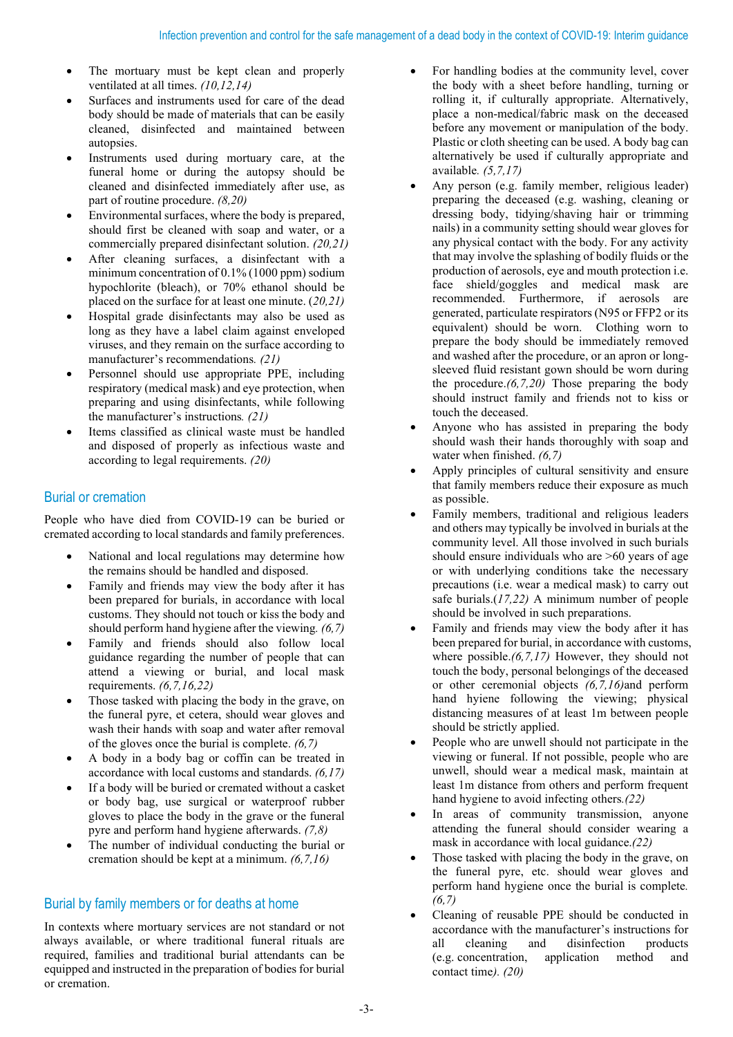- The mortuary must be kept clean and properly ventilated at all times. *(10,12,14)*
- Surfaces and instruments used for care of the dead body should be made of materials that can be easily cleaned, disinfected and maintained between autopsies.
- Instruments used during mortuary care, at the funeral home or during the autopsy should be cleaned and disinfected immediately after use, as part of routine procedure. *(8,20)*
- Environmental surfaces, where the body is prepared, should first be cleaned with soap and water, or a commercially prepared disinfectant solution. *(20,21)*
- After cleaning surfaces, a disinfectant with a minimum concentration of 0.1% (1000 ppm) sodium hypochlorite (bleach), or 70% ethanol should be placed on the surface for at least one minute. (*20,21)*
- Hospital grade disinfectants may also be used as long as they have a label claim against enveloped viruses, and they remain on the surface according to manufacturer's recommendations. *(21)*
- Personnel should use appropriate PPE, including respiratory (medical mask) and eye protection, when preparing and using disinfectants, while following the manufacturer's instructions. *(21)*
- Items classified as clinical waste must be handled and disposed of properly as infectious waste and according to legal requirements. *(20)*

## Burial or cremation

People who have died from COVID-19 can be buried or cremated according to local standards and family preferences.

- National and local regulations may determine how the remains should be handled and disposed.
- Family and friends may view the body after it has been prepared for burials, in accordance with local customs. They should not touch or kiss the body and should perform hand hygiene after the viewing. *(6,7)*
- Family and friends should also follow local guidance regarding the number of people that can attend a viewing or burial, and local mask requirements. *(6,7,16,22)*
- Those tasked with placing the body in the grave, on the funeral pyre, et cetera, should wear gloves and wash their hands with soap and water after removal of the gloves once the burial is complete. *(6,7)*
- A body in a body bag or coffin can be treated in accordance with local customs and standards. *(6,17)*
- If a body will be buried or cremated without a casket or body bag, use surgical or waterproof rubber gloves to place the body in the grave or the funeral pyre and perform hand hygiene afterwards. *(7,8)*
- The number of individual conducting the burial or cremation should be kept at a minimum. *(6,7,16)*

## Burial by family members or for deaths at home

In contexts where mortuary services are not standard or not always available, or where traditional funeral rituals are required, families and traditional burial attendants can be equipped and instructed in the preparation of bodies for burial or cremation.

- For handling bodies at the community level, cover the body with a sheet before handling, turning or rolling it, if culturally appropriate. Alternatively, place a non-medical/fabric mask on the deceased before any movement or manipulation of the body. Plastic or cloth sheeting can be used. A body bag can alternatively be used if culturally appropriate and available. *(5,7,17)*
- Any person (e.g. family member, religious leader) preparing the deceased (e.g. washing, cleaning or dressing body, tidying/shaving hair or trimming nails) in a community setting should wear gloves for any physical contact with the body. For any activity that may involve the splashing of bodily fluids or the production of aerosols, eye and mouth protection i.e. face shield/goggles and medical mask are recommended. Furthermore, if aerosols are generated, particulate respirators (N95 or FFP2 or its equivalent) should be worn. Clothing worn to prepare the body should be immediately removed and washed after the procedure, or an apron or long-sleeved fluid resistant gown should be worn during the procedure.*(6,7,20)* Those preparing the body should instruct family and friends not to kiss or touch the deceased.
- Anyone who has assisted in preparing the body should wash their hands thoroughly with soap and water when finished. *(6,7)*
- Apply principles of cultural sensitivity and ensure that family members reduce their exposure as much as possible.
- Family members, traditional and religious leaders and others may typically be involved in burials at the community level. All those involved in such burials should ensure individuals who are >60 years of age or with underlying conditions take the necessary precautions (i.e. wear a medical mask) to carry out safe burials.(*17,22)* A minimum number of people should be involved in such preparations.
- Family and friends may view the body after it has been prepared for burial, in accordance with customs, where possible.*(6,7,17)* However, they should not touch the body, personal belongings of the deceased or other ceremonial objects *(6,7,16)*and perform hand hyiene following the viewing; physical distancing measures of at least 1m between people should be strictly applied.
- People who are unwell should not participate in the viewing or funeral. If not possible, people who are unwell, should wear a medical mask, maintain at least 1m distance from others and perform frequent hand hygiene to avoid infecting others.*(22)*
- In areas of community transmission, anyone attending the funeral should consider wearing a mask in accordance with local guidance.*(22)*
- Those tasked with placing the body in the grave, on the funeral pyre, etc. should wear gloves and perform hand hygiene once the burial is complete. *(6,7)*
- Cleaning of reusable PPE should be conducted in accordance with the manufacturer's instructions for all cleaning and disinfection products (e.g. concentration, application method and contact time*). (20)*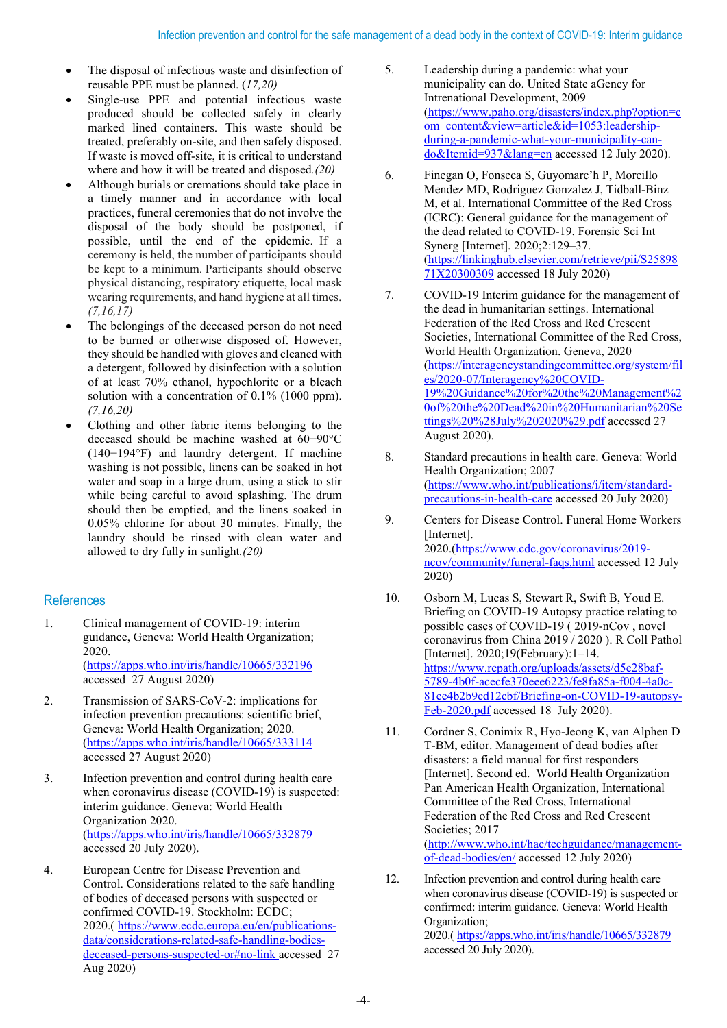- The disposal of infectious waste and disinfection of reusable PPE must be planned. *(17,20)*
- Single-use PPE and potential infectious waste produced should be collected safely in clearly marked lined containers. This waste should be treated, preferably on-site, and then safely disposed. If waste is moved off-site, it is critical to understand where and how it will be treated and disposed.*(20)*
- Although burials or cremations should take place in a timely manner and in accordance with local practices, funeral ceremonies that do not involve the disposal of the body should be postponed, if possible, until the end of the epidemic. If a ceremony is held, the number of participants should be kept to a minimum. Participants should observe physical distancing, respiratory etiquette, local mask wearing requirements, and hand hygiene at all times. *(7,16,17)*
- The belongings of the deceased person do not need to be burned or otherwise disposed of. However, they should be handled with gloves and cleaned with a detergent, followed by disinfection with a solution of at least 70% ethanol, hypochlorite or a bleach solution with a concentration of 0.1% (1000 ppm). *(7,16,20)*
- Clothing and other fabric items belonging to the deceased should be machine washed at 60−90°C (140−194°F) and laundry detergent. If machine washing is not possible, linens can be soaked in hot water and soap in a large drum, using a stick to stir while being careful to avoid splashing. The drum should then be emptied, and the linens soaked in 0.05% chlorine for about 30 minutes. Finally, the laundry should be rinsed with clean water and allowed to dry fully in sunlight.*(20)*

## References

1. Clinical management of COVID-19: interim guidance, Geneva: World Health Organization; 2020. (https://apps.who.int/iris/handle/10665/332196 accessed 27 August 2020)
2. Transmission of SARS-CoV-2: implications for infection prevention precautions: scientific brief, Geneva: World Health Organization; 2020. (https://apps.who.int/iris/handle/10665/333114 accessed 27 August 2020)
3. Infection prevention and control during health care when coronavirus disease (COVID-19) is suspected: interim guidance. Geneva: World Health Organization 2020. (https://apps.who.int/iris/handle/10665/332879 accessed 20 July 2020).
4. European Centre for Disease Prevention and Control. Considerations related to the safe handling of bodies of deceased persons with suspected or confirmed COVID-19. Stockholm: ECDC; 2020.( https://www.ecdc.europa.eu/en/publications-data/considerations-related-safe-handling-bodies-deceased-persons-suspected-or#no-link accessed 27 Aug 2020)
5. Leadership during a pandemic: what your municipality can do. United State aGency for Intrenational Development, 2009 (https://www.paho.org/disasters/index.php?option=com_content&view=article&id=1053:leadership-during-a-pandemic-what-your-municipality-can-do&Itemid=937&lang=en accessed 12 July 2020).
6. Finegan O, Fonseca S, Guyomarc'h P, Morcillo Mendez MD, Rodriguez Gonzalez J, Tidball-Binz M, et al. International Committee of the Red Cross (ICRC): General guidance for the management of the dead related to COVID-19. Forensic Sci Int Synerg [Internet]. 2020;2:129–37. (https://linkinghub.elsevier.com/retrieve/pii/S2589871X20300309 accessed 18 July 2020)
7. COVID-19 Interim guidance for the management of the dead in humanitarian settings. International Federation of the Red Cross and Red Crescent Societies, International Committee of the Red Cross, World Health Organization. Geneva, 2020 (https://interagencystandingcommittee.org/system/files/2020-07/Interagency%20COVID-19%20Guidance%20for%20the%20Management%20of%20the%20Dead%20in%20Humanitarian%20Settings%20%28July%202020%29.pdf accessed 27 August 2020).
8. Standard precautions in health care. Geneva: World Health Organization; 2007 (https://www.who.int/publications/i/item/standard-precautions-in-health-care accessed 20 July 2020)
9. Centers for Disease Control. Funeral Home Workers [Internet]. 2020.(https://www.cdc.gov/coronavirus/2019-ncov/community/funeral-faqs.html accessed 12 July 2020)
10. Osborn M, Lucas S, Stewart R, Swift B, Youd E. Briefing on COVID-19 Autopsy practice relating to possible cases of COVID-19 ( 2019-nCov , novel coronavirus from China 2019 / 2020 ). R Coll Pathol [Internet]. 2020;19(February):1–14. https://www.rcpath.org/uploads/assets/d5e28baf-5789-4b0f-acecfe370eee6223/fe8fa85a-f004-4a0c-81ee4b2b9cd12cbf/Briefing-on-COVID-19-autopsy-Feb-2020.pdf accessed 18 July 2020).
11. Cordner S, Conimix R, Hyo-Jeong K, van Alphen D T-BM, editor. Management of dead bodies after disasters: a field manual for first responders [Internet]. Second ed. World Health Organization Pan American Health Organization, International Committee of the Red Cross, International Federation of the Red Cross and Red Crescent Societies; 2017 (http://www.who.int/hac/techguidance/management-of-dead-bodies/en/ accessed 12 July 2020)
12. Infection prevention and control during health care when coronavirus disease (COVID-19) is suspected or confirmed: interim guidance. Geneva: World Health Organization; 2020.( https://apps.who.int/iris/handle/10665/332879 accessed 20 July 2020).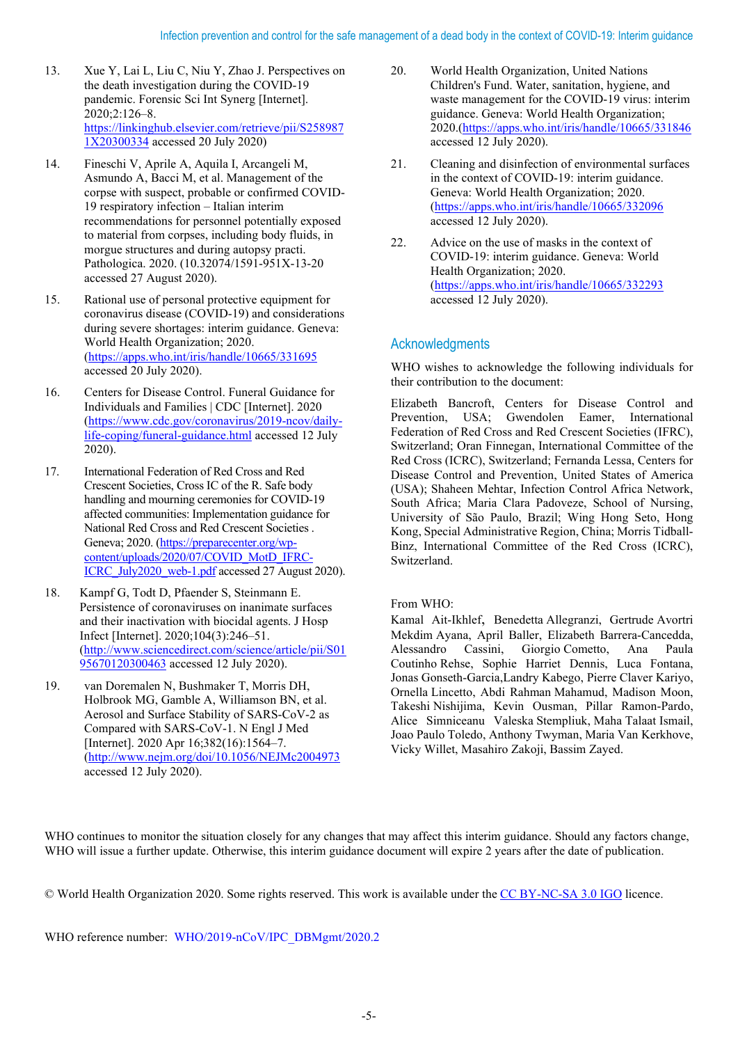13. Xue Y, Lai L, Liu C, Niu Y, Zhao J. Perspectives on the death investigation during the COVID-19 pandemic. Forensic Sci Int Synerg [Internet]. 2020;2:126–8. https://linkinghub.elsevier.com/retrieve/pii/S2589871X20300334 accessed 20 July 2020)

14. Fineschi V, Aprile A, Aquila I, Arcangeli M, Asmundo A, Bacci M, et al. Management of the corpse with suspect, probable or confirmed COVID-19 respiratory infection – Italian interim recommendations for personnel potentially exposed to material from corpses, including body fluids, in morgue structures and during autopsy practi. Pathologica. 2020. (10.32074/1591-951X-13-20 accessed 27 August 2020).

15. Rational use of personal protective equipment for coronavirus disease (COVID-19) and considerations during severe shortages: interim guidance. Geneva: World Health Organization; 2020. (https://apps.who.int/iris/handle/10665/331695 accessed 20 July 2020).

16. Centers for Disease Control. Funeral Guidance for Individuals and Families | CDC [Internet]. 2020 (https://www.cdc.gov/coronavirus/2019-ncov/daily-life-coping/funeral-guidance.html accessed 12 July 2020).

17. International Federation of Red Cross and Red Crescent Societies, Cross IC of the R. Safe body handling and mourning ceremonies for COVID-19 affected communities: Implementation guidance for National Red Cross and Red Crescent Societies . Geneva; 2020. (https://preparecenter.org/wp-content/uploads/2020/07/COVID_MotD_IFRC-ICRC_July2020_web-1.pdf accessed 27 August 2020).

18. Kampf G, Todt D, Pfaender S, Steinmann E. Persistence of coronaviruses on inanimate surfaces and their inactivation with biocidal agents. J Hosp Infect [Internet]. 2020;104(3):246–51. (http://www.sciencedirect.com/science/article/pii/S0195670120300463 accessed 12 July 2020).

19. van Doremalen N, Bushmaker T, Morris DH, Holbrook MG, Gamble A, Williamson BN, et al. Aerosol and Surface Stability of SARS-CoV-2 as Compared with SARS-CoV-1. N Engl J Med [Internet]. 2020 Apr 16;382(16):1564–7. (http://www.nejm.org/doi/10.1056/NEJMc2004973 accessed 12 July 2020).

20. World Health Organization, United Nations Children's Fund. Water, sanitation, hygiene, and waste management for the COVID-19 virus: interim guidance. Geneva: World Health Organization; 2020.(https://apps.who.int/iris/handle/10665/331846 accessed 12 July 2020).

21. Cleaning and disinfection of environmental surfaces in the context of COVID-19: interim guidance. Geneva: World Health Organization; 2020. (https://apps.who.int/iris/handle/10665/332096 accessed 12 July 2020).

22. Advice on the use of masks in the context of COVID-19: interim guidance. Geneva: World Health Organization; 2020. (https://apps.who.int/iris/handle/10665/332293 accessed 12 July 2020).

## Acknowledgments

WHO wishes to acknowledge the following individuals for their contribution to the document:

Elizabeth Bancroft, Centers for Disease Control and Prevention, USA; Gwendolen Eamer, International Federation of Red Cross and Red Crescent Societies (IFRC), Switzerland; Oran Finnegan, International Committee of the Red Cross (ICRC), Switzerland; Fernanda Lessa, Centers for Disease Control and Prevention, United States of America (USA); Shaheen Mehtar, Infection Control Africa Network, South Africa; Maria Clara Padoveze, School of Nursing, University of São Paulo, Brazil; Wing Hong Seto, Hong Kong, Special Administrative Region, China; Morris Tidball-Binz, International Committee of the Red Cross (ICRC), Switzerland.

From WHO:
Kamal Ait-Ikhlef, Benedetta Allegranzi, Gertrude Avortri Mekdim Ayana, April Baller, Elizabeth Barrera-Cancedda, Alessandro Cassini, Giorgio Cometto, Ana Paula Coutinho Rehse, Sophie Harriet Dennis, Luca Fontana, Jonas Gonseth-Garcia,Landry Kabego, Pierre Claver Kariyo, Ornella Lincetto, Abdi Rahman Mahamud, Madison Moon, Takeshi Nishijima, Kevin Ousman, Pillar Ramon-Pardo, Alice Simniceanu Valeska Stempliuk, Maha Talaat Ismail, Joao Paulo Toledo, Anthony Twyman, Maria Van Kerkhove, Vicky Willet, Masahiro Zakoji, Bassim Zayed.

WHO continues to monitor the situation closely for any changes that may affect this interim guidance. Should any factors change, WHO will issue a further update. Otherwise, this interim guidance document will expire 2 years after the date of publication.

© World Health Organization 2020. Some rights reserved. This work is available under the CC BY-NC-SA 3.0 IGO licence.

WHO reference number: WHO/2019-nCoV/IPC_DBMgmt/2020.2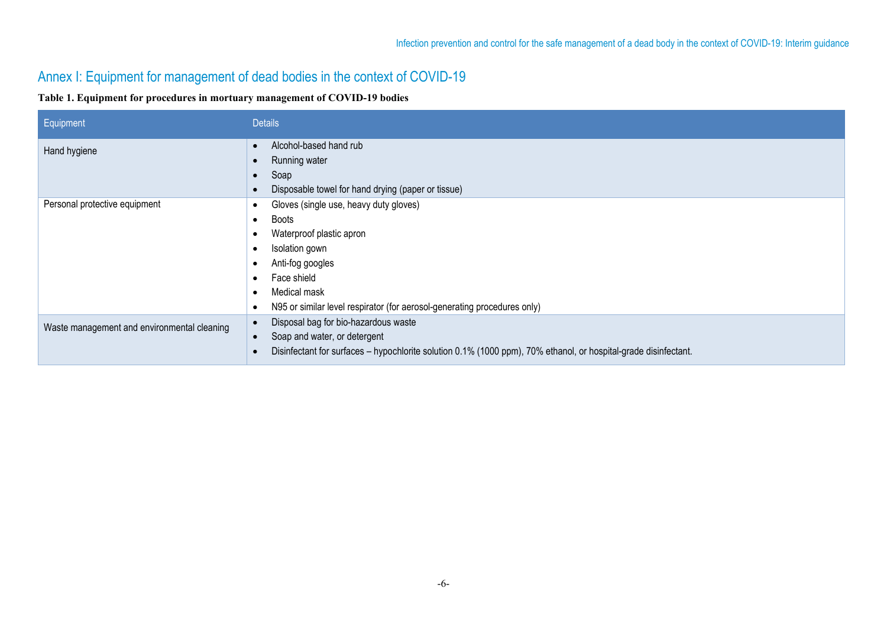## Annex I: Equipment for management of dead bodies in the context of COVID-19

**Table 1. Equipment for procedures in mortuary management of COVID-19 bodies**

| Equipment | Details |
| --- | --- |
| Hand hygiene | • Alcohol-based hand rub<br>• Running water<br>• Soap<br>• Disposable towel for hand drying (paper or tissue) |
| Personal protective equipment | • Gloves (single use, heavy duty gloves)<br>• Boots<br>• Waterproof plastic apron<br>• Isolation gown<br>• Anti-fog googles<br>• Face shield<br>• Medical mask<br>• N95 or similar level respirator (for aerosol-generating procedures only) |
| Waste management and environmental cleaning | • Disposal bag for bio-hazardous waste<br>• Soap and water, or detergent<br>• Disinfectant for surfaces – hypochlorite solution 0.1% (1000 ppm), 70% ethanol, or hospital-grade disinfectant. |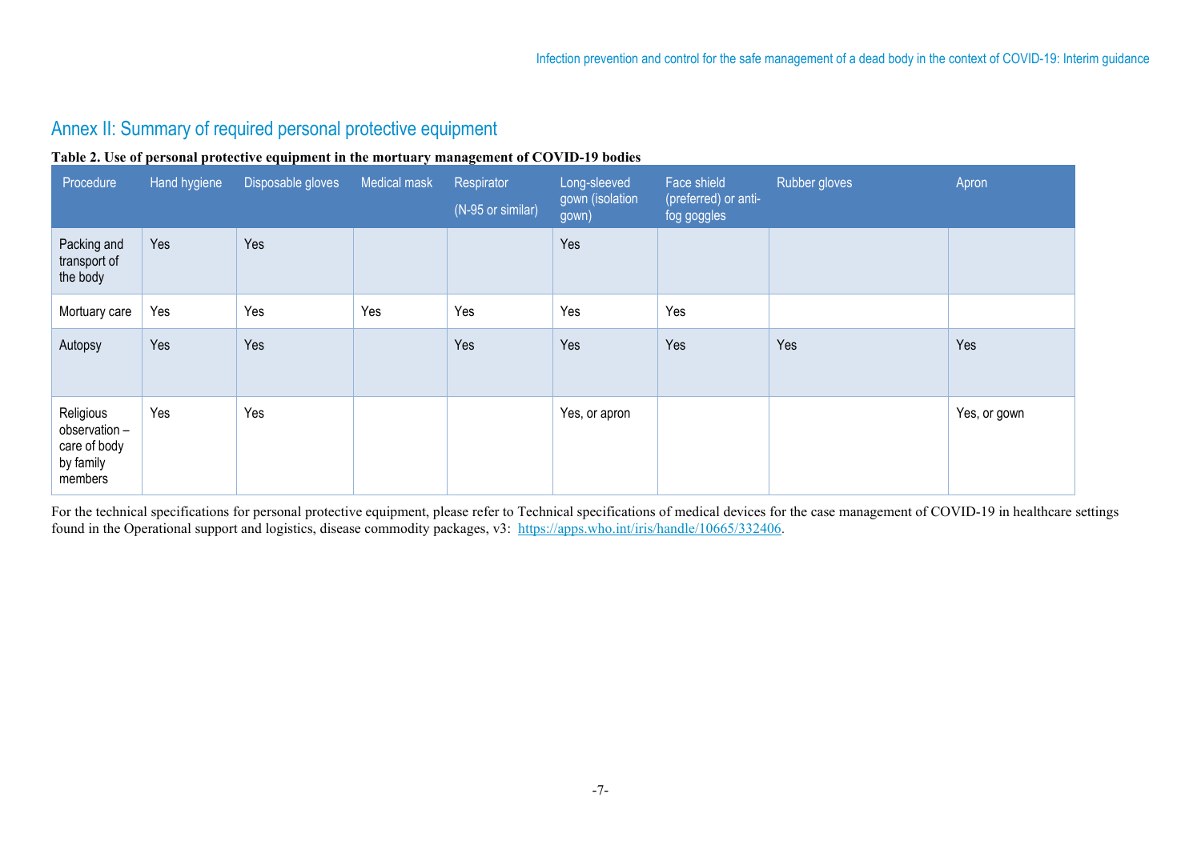## Annex II: Summary of required personal protective equipment

**Table 2. Use of personal protective equipment in the mortuary management of COVID-19 bodies**

| Procedure | Hand hygiene | Disposable gloves | Medical mask | Respirator (N-95 or similar) | Long-sleeved gown (isolation gown) | Face shield (preferred) or anti-fog goggles | Rubber gloves | Apron |
|---|---|---|---|---|---|---|---|---|
| Packing and transport of the body | Yes | Yes | | | Yes | | | |
| Mortuary care | Yes | Yes | Yes | Yes | Yes | Yes | | |
| Autopsy | Yes | Yes | | Yes | Yes | Yes | Yes | Yes |
| Religious observation – care of body by family members | Yes | Yes | | | Yes, or apron | | | Yes, or gown |

For the technical specifications for personal protective equipment, please refer to Technical specifications of medical devices for the case management of COVID-19 in healthcare settings found in the Operational support and logistics, disease commodity packages, v3: https://apps.who.int/iris/handle/10665/332406.